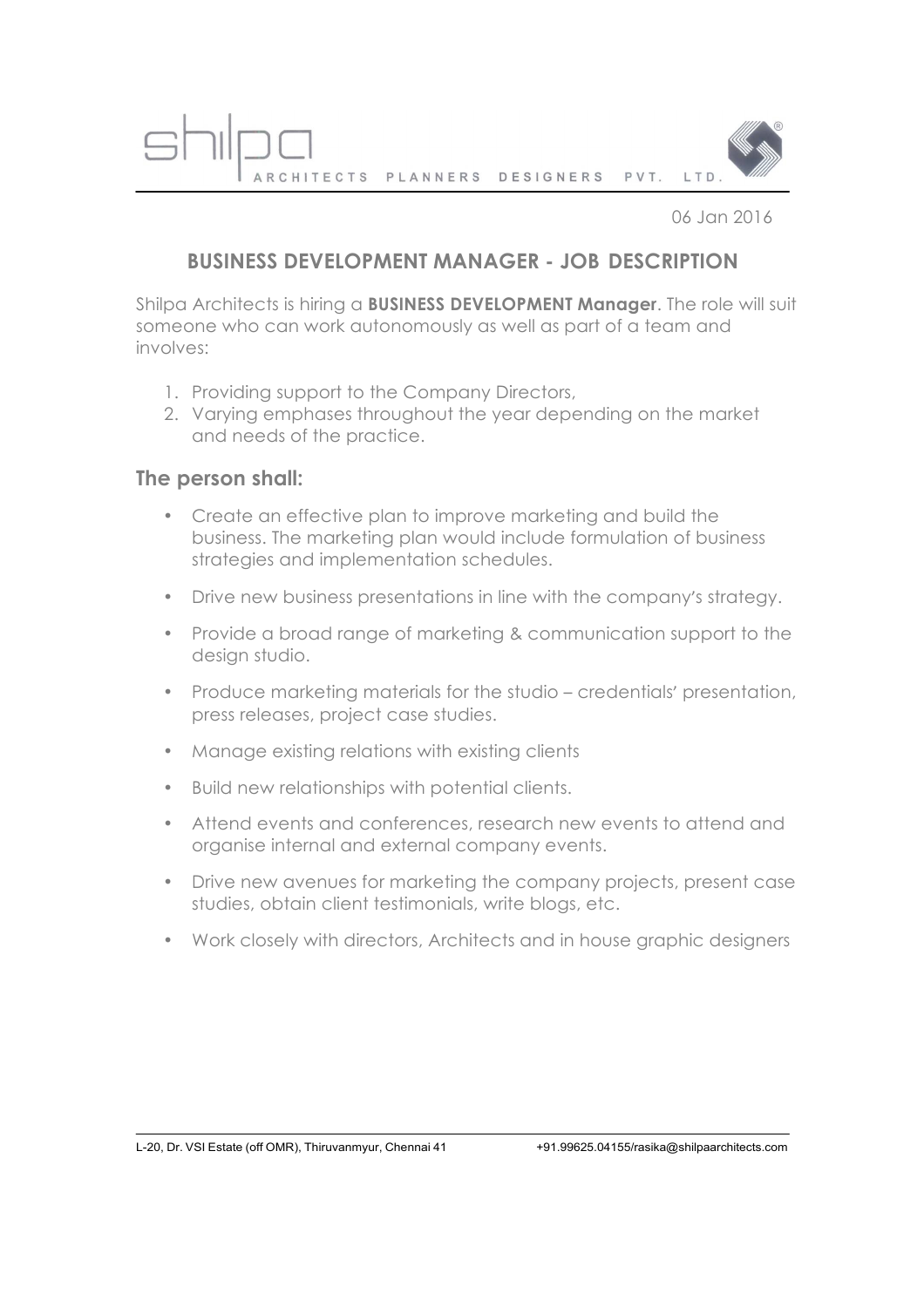shilpa ARCHITECTS PLANNERS DESIGNERS PVT. LTD.

06 Jan 2016

## BUSINESS DEVELOPMENT MANAGER - JOB DESCRIPTION

Shilpa Architects is hiring a **BUSINESS DEVELOPMENT Manager**. The role will suit someone who can work autonomously as well as part of a team and involves:

1. Providing support to the Company Directors,
2. Varying emphases throughout the year depending on the market and needs of the practice.

### The person shall:

- Create an effective plan to improve marketing and build the business. The marketing plan would include formulation of business strategies and implementation schedules.
- Drive new business presentations in line with the company's strategy.
- Provide a broad range of marketing & communication support to the design studio.
- Produce marketing materials for the studio – credentials' presentation, press releases, project case studies.
- Manage existing relations with existing clients
- Build new relationships with potential clients.
- Attend events and conferences, research new events to attend and organise internal and external company events.
- Drive new avenues for marketing the company projects, present case studies, obtain client testimonials, write blogs, etc.
- Work closely with directors, Architects and in house graphic designers

L-20, Dr. VSI Estate (off OMR), Thiruvanmyur, Chennai 41 +91.99625.04155/rasika@shilpaarchitects.com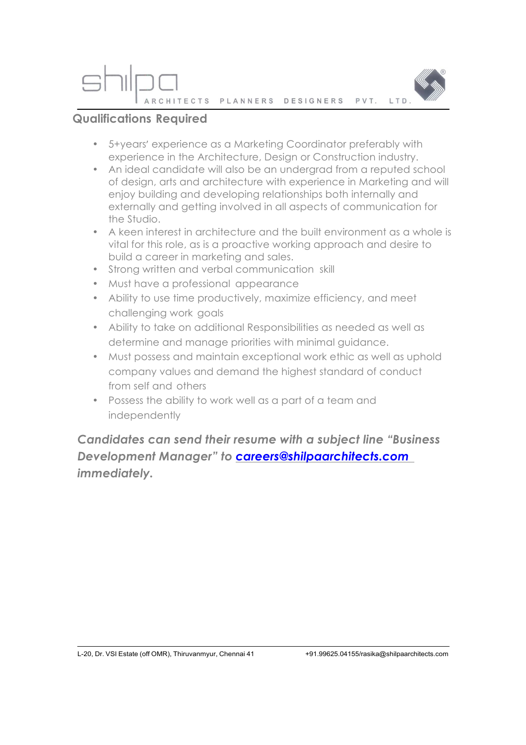## Qualifications Required

- 5+years' experience as a Marketing Coordinator preferably with experience in the Architecture, Design or Construction industry.
- An ideal candidate will also be an undergrad from a reputed school of design, arts and architecture with experience in Marketing and will enjoy building and developing relationships both internally and externally and getting involved in all aspects of communication for the Studio.
- A keen interest in architecture and the built environment as a whole is vital for this role, as is a proactive working approach and desire to build a career in marketing and sales.
- Strong written and verbal communication skill
- Must have a professional appearance
- Ability to use time productively, maximize efficiency, and meet challenging work goals
- Ability to take on additional Responsibilities as needed as well as determine and manage priorities with minimal guidance.
- Must possess and maintain exceptional work ethic as well as uphold company values and demand the highest standard of conduct from self and others
- Possess the ability to work well as a part of a team and independently

***Candidates can send their resume with a subject line "Business Development Manager" to careers@shilpaarchitects.com immediately.***